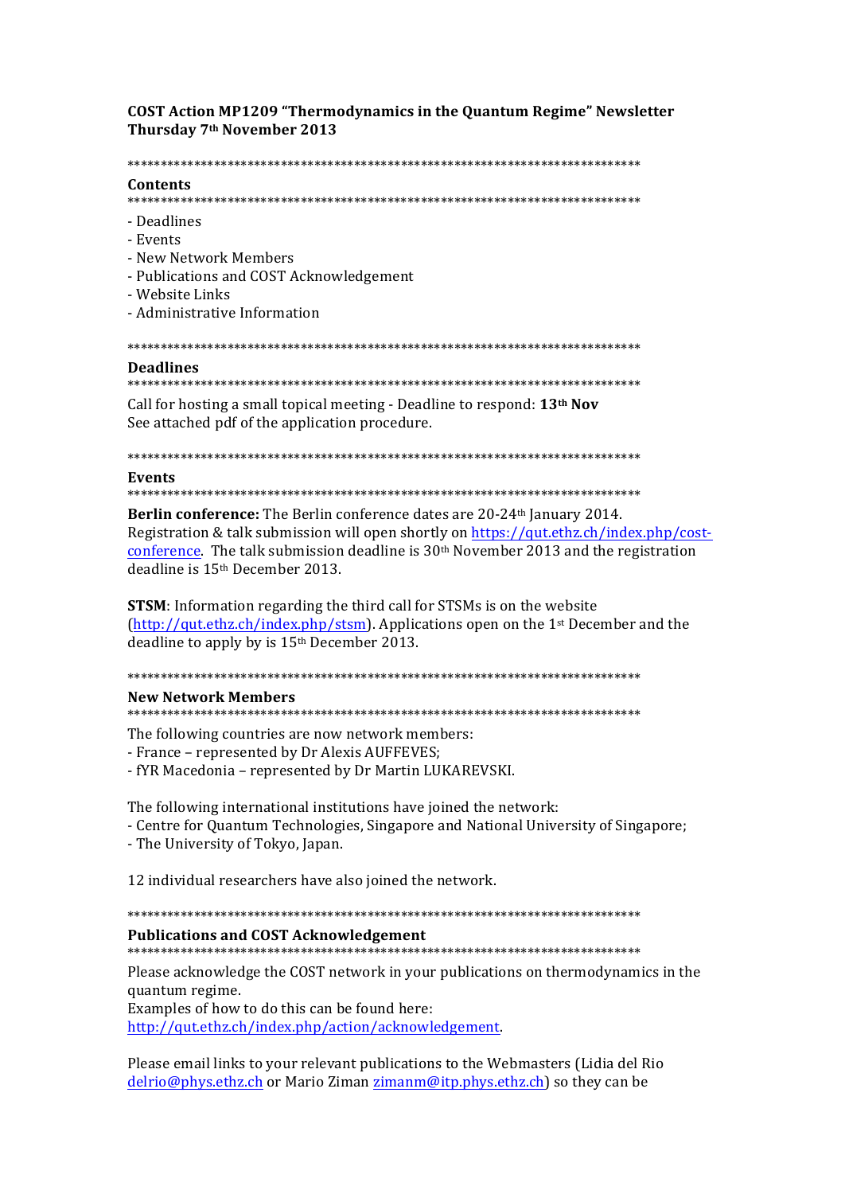**COST Action MP1209 "Thermodynamics in the Quantum Regime" Newsletter**
**Thursday 7th November 2013**

*******************************************************************************
**Contents**
*******************************************************************************

- Deadlines
- Events
- New Network Members
- Publications and COST Acknowledgement
- Website Links
- Administrative Information

*******************************************************************************
**Deadlines**
*******************************************************************************

Call for hosting a small topical meeting - Deadline to respond: **13th Nov**
See attached pdf of the application procedure.

*******************************************************************************
**Events**
*******************************************************************************

**Berlin conference:** The Berlin conference dates are 20-24th January 2014. Registration & talk submission will open shortly on https://qut.ethz.ch/index.php/cost-conference. The talk submission deadline is 30th November 2013 and the registration deadline is 15th December 2013.

**STSM**: Information regarding the third call for STSMs is on the website (http://qut.ethz.ch/index.php/stsm). Applications open on the 1st December and the deadline to apply by is 15th December 2013.

*******************************************************************************
**New Network Members**
*******************************************************************************

The following countries are now network members:
- France – represented by Dr Alexis AUFFEVES;
- fYR Macedonia – represented by Dr Martin LUKAREVSKI.

The following international institutions have joined the network:
- Centre for Quantum Technologies, Singapore and National University of Singapore;
- The University of Tokyo, Japan.

12 individual researchers have also joined the network.

*******************************************************************************
**Publications and COST Acknowledgement**
*******************************************************************************

Please acknowledge the COST network in your publications on thermodynamics in the quantum regime.
Examples of how to do this can be found here:
http://qut.ethz.ch/index.php/action/acknowledgement.

Please email links to your relevant publications to the Webmasters (Lidia del Rio delrio@phys.ethz.ch or Mario Ziman zimanm@itp.phys.ethz.ch) so they can be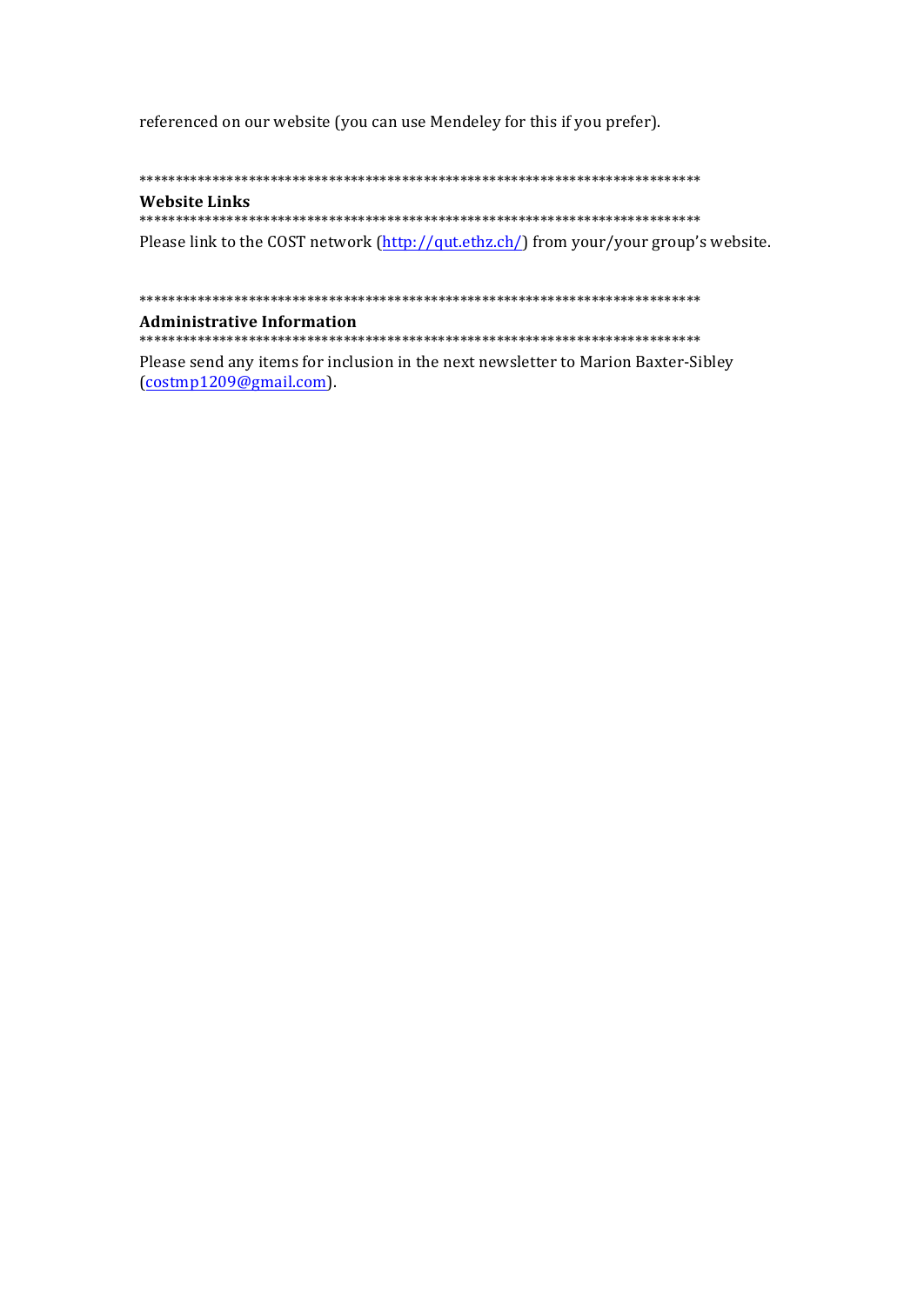referenced on our website (you can use Mendeley for this if you prefer).

*******************************************************************************

**Website Links**

*******************************************************************************

Please link to the COST network (http://qut.ethz.ch/) from your/your group's website.

*******************************************************************************

**Administrative Information**

*******************************************************************************

Please send any items for inclusion in the next newsletter to Marion Baxter-Sibley (costmp1209@gmail.com).